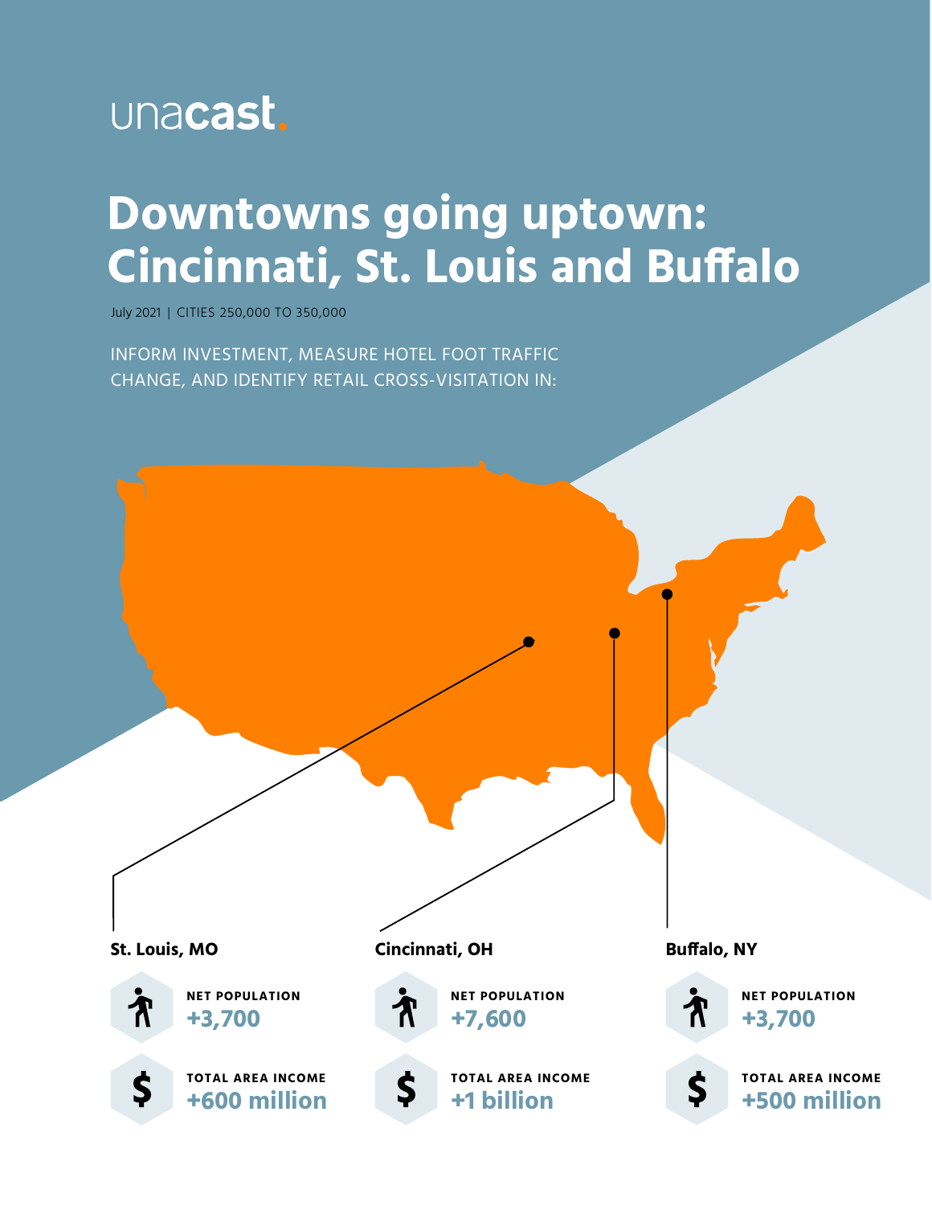unacast.

# Downtowns going uptown: Cincinnati, St. Louis and Buffalo

July 2021 | CITIES 250,000 TO 350,000

INFORM INVESTMENT, MEASURE HOTEL FOOT TRAFFIC CHANGE, AND IDENTIFY RETAIL CROSS-VISITATION IN:

**St. Louis, MO**

NET POPULATION
**+3,700**

TOTAL AREA INCOME
**+600 million**

**Cincinnati, OH**

NET POPULATION
**+7,600**

TOTAL AREA INCOME
**+1 billion**

**Buffalo, NY**

NET POPULATION
**+3,700**

TOTAL AREA INCOME
**+500 million**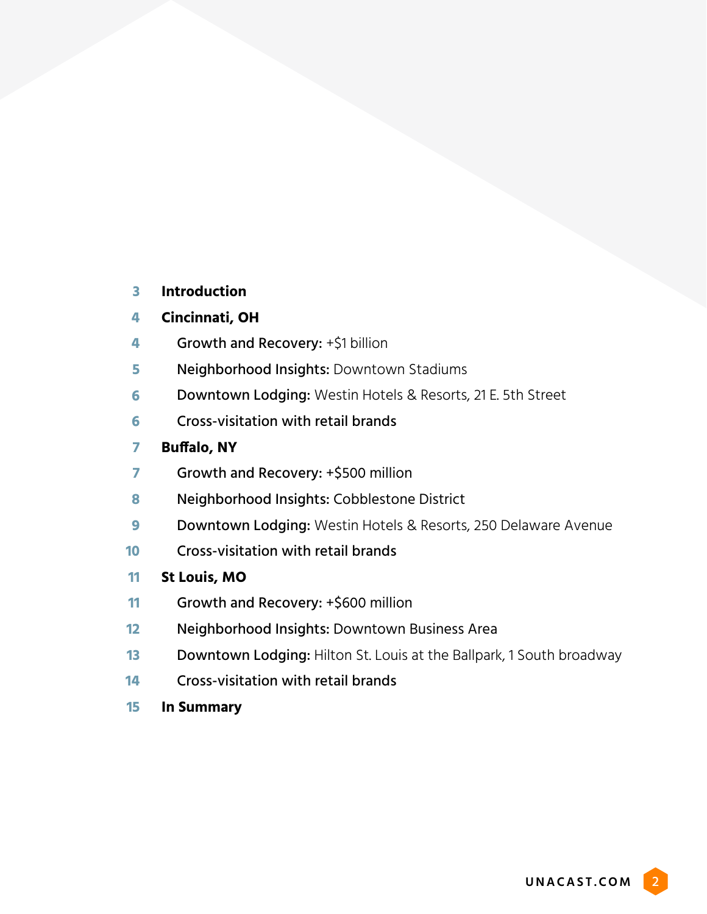3 **Introduction**

4 **Cincinnati, OH**

4 **Growth and Recovery:** +$1 billion

5 **Neighborhood Insights:** Downtown Stadiums

6 **Downtown Lodging:** Westin Hotels & Resorts, 21 E. 5th Street

6 **Cross-visitation with retail brands**

7 **Buffalo, NY**

7 **Growth and Recovery:** +$500 million

8 **Neighborhood Insights:** Cobblestone District

9 **Downtown Lodging:** Westin Hotels & Resorts, 250 Delaware Avenue

10 **Cross-visitation with retail brands**

11 **St Louis, MO**

11 **Growth and Recovery:** +$600 million

12 **Neighborhood Insights:** Downtown Business Area

13 **Downtown Lodging:** Hilton St. Louis at the Ballpark, 1 South broadway

14 **Cross-visitation with retail brands**

15 **In Summary**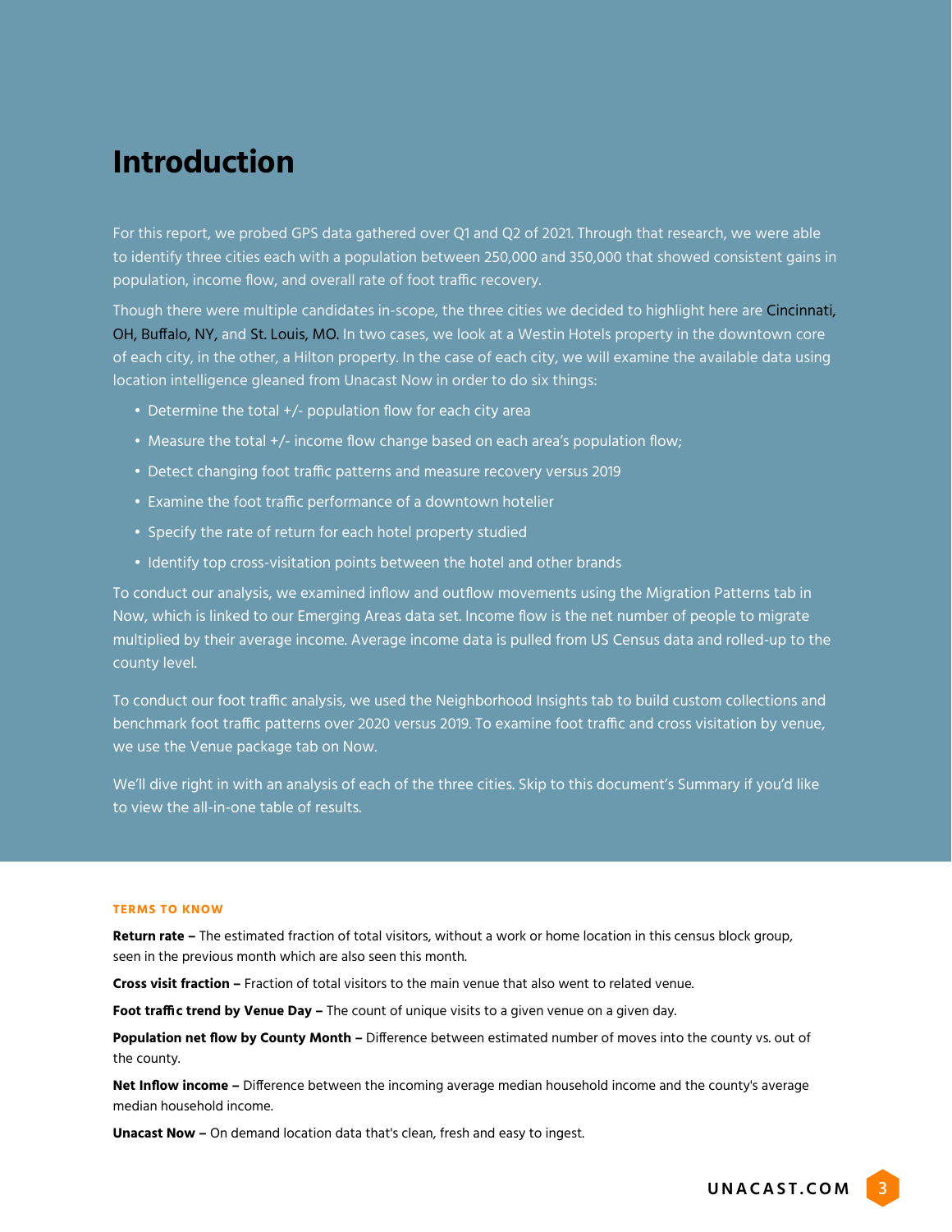# Introduction

For this report, we probed GPS data gathered over Q1 and Q2 of 2021. Through that research, we were able to identify three cities each with a population between 250,000 and 350,000 that showed consistent gains in population, income flow, and overall rate of foot traffic recovery.

Though there were multiple candidates in-scope, the three cities we decided to highlight here are Cincinnati, OH, Buffalo, NY, and St. Louis, MO. In two cases, we look at a Westin Hotels property in the downtown core of each city, in the other, a Hilton property. In the case of each city, we will examine the available data using location intelligence gleaned from Unacast Now in order to do six things:

- Determine the total +/- population flow for each city area
- Measure the total +/- income flow change based on each area's population flow;
- Detect changing foot traffic patterns and measure recovery versus 2019
- Examine the foot traffic performance of a downtown hotelier
- Specify the rate of return for each hotel property studied
- Identify top cross-visitation points between the hotel and other brands

To conduct our analysis, we examined inflow and outflow movements using the Migration Patterns tab in Now, which is linked to our Emerging Areas data set. Income flow is the net number of people to migrate multiplied by their average income. Average income data is pulled from US Census data and rolled-up to the county level.

To conduct our foot traffic analysis, we used the Neighborhood Insights tab to build custom collections and benchmark foot traffic patterns over 2020 versus 2019. To examine foot traffic and cross visitation by venue, we use the Venue package tab on Now.

We'll dive right in with an analysis of each of the three cities. Skip to this document's Summary if you'd like to view the all-in-one table of results.

**TERMS TO KNOW**

**Return rate –** The estimated fraction of total visitors, without a work or home location in this census block group, seen in the previous month which are also seen this month.

**Cross visit fraction –** Fraction of total visitors to the main venue that also went to related venue.

**Foot traffic trend by Venue Day –** The count of unique visits to a given venue on a given day.

**Population net flow by County Month –** Difference between estimated number of moves into the county vs. out of the county.

**Net Inflow income –** Difference between the incoming average median household income and the county's average median household income.

**Unacast Now –** On demand location data that's clean, fresh and easy to ingest.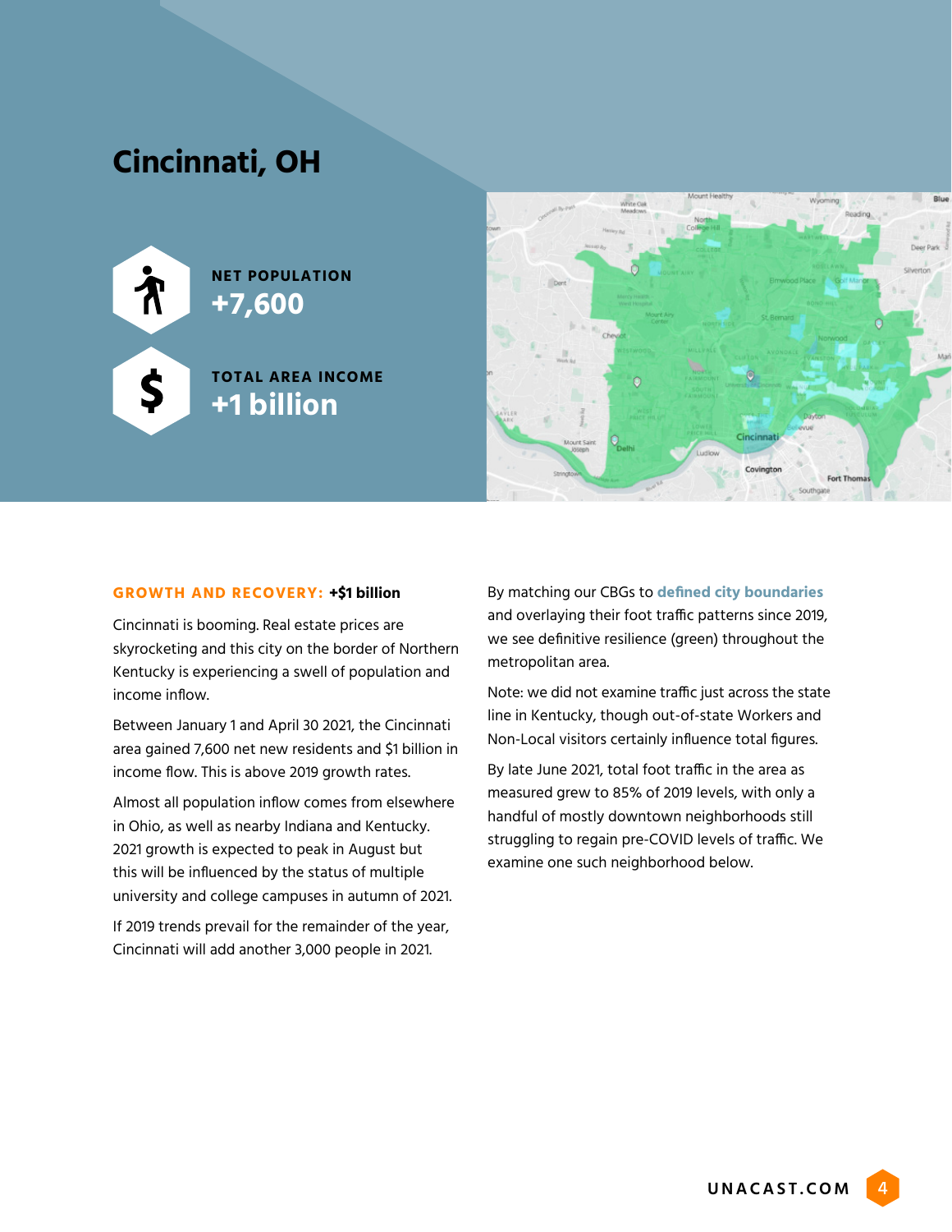# Cincinnati, OH

**NET POPULATION**
**+7,600**

**TOTAL AREA INCOME**
**+1 billion**

**GROWTH AND RECOVERY: +$1 billion**

Cincinnati is booming. Real estate prices are skyrocketing and this city on the border of Northern Kentucky is experiencing a swell of population and income inflow.

Between January 1 and April 30 2021, the Cincinnati area gained 7,600 net new residents and $1 billion in income flow. This is above 2019 growth rates.

Almost all population inflow comes from elsewhere in Ohio, as well as nearby Indiana and Kentucky. 2021 growth is expected to peak in August but this will be influenced by the status of multiple university and college campuses in autumn of 2021.

If 2019 trends prevail for the remainder of the year, Cincinnati will add another 3,000 people in 2021.

By matching our CBGs to **defined city boundaries** and overlaying their foot traffic patterns since 2019, we see definitive resilience (green) throughout the metropolitan area.

Note: we did not examine traffic just across the state line in Kentucky, though out-of-state Workers and Non-Local visitors certainly influence total figures.

By late June 2021, total foot traffic in the area as measured grew to 85% of 2019 levels, with only a handful of mostly downtown neighborhoods still struggling to regain pre-COVID levels of traffic. We examine one such neighborhood below.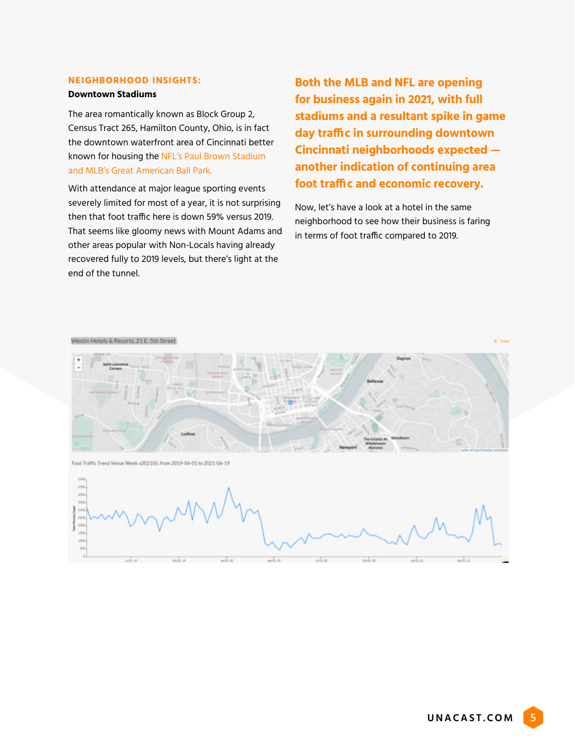**NEIGHBORHOOD INSIGHTS:**

**Downtown Stadiums**

The area romantically known as Block Group 2, Census Tract 265, Hamilton County, Ohio, is in fact the downtown waterfront area of Cincinnati better known for housing the NFL's Paul Brown Stadium and MLB's Great American Ball Park.

With attendance at major league sporting events severely limited for most of a year, it is not surprising then that foot traffic here is down 59% versus 2019. That seems like gloomy news with Mount Adams and other areas popular with Non-Locals having already recovered fully to 2019 levels, but there's light at the end of the tunnel.

**Both the MLB and NFL are opening for business again in 2021, with full stadiums and a resultant spike in game day traffic in surrounding downtown Cincinnati neighborhoods expected — another indication of continuing area foot traffic and economic recovery.**

Now, let's have a look at a hotel in the same neighborhood to see how their business is faring in terms of foot traffic compared to 2019.

Westin Hotels & Resorts, 21 E. 5th Street

Foot Traffic Trend Venue Week v202105, from 2019-04-01 to 2021-06-19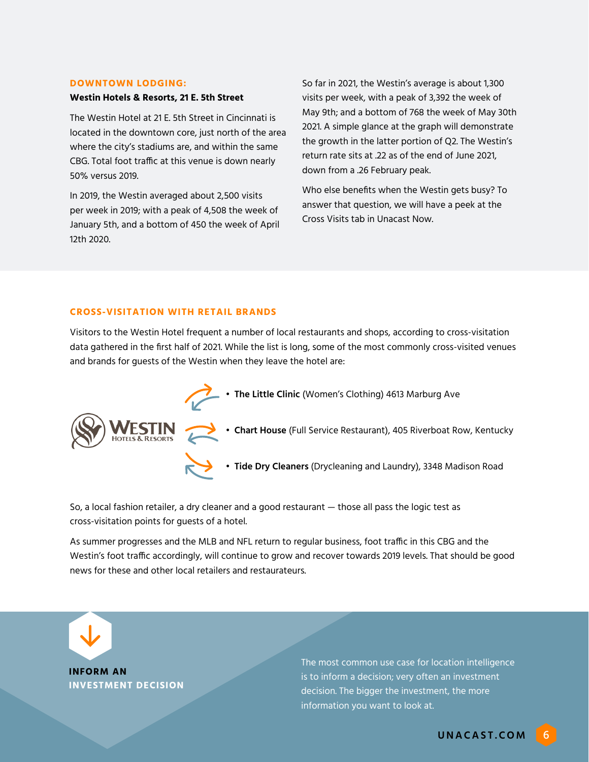## DOWNTOWN LODGING:

**Westin Hotels & Resorts, 21 E. 5th Street**

The Westin Hotel at 21 E. 5th Street in Cincinnati is located in the downtown core, just north of the area where the city's stadiums are, and within the same CBG. Total foot traffic at this venue is down nearly 50% versus 2019.

In 2019, the Westin averaged about 2,500 visits per week in 2019; with a peak of 4,508 the week of January 5th, and a bottom of 450 the week of April 12th 2020.

So far in 2021, the Westin's average is about 1,300 visits per week, with a peak of 3,392 the week of May 9th; and a bottom of 768 the week of May 30th 2021. A simple glance at the graph will demonstrate the growth in the latter portion of Q2. The Westin's return rate sits at .22 as of the end of June 2021, down from a .26 February peak.

Who else benefits when the Westin gets busy? To answer that question, we will have a peek at the Cross Visits tab in Unacast Now.

## CROSS-VISITATION WITH RETAIL BRANDS

Visitors to the Westin Hotel frequent a number of local restaurants and shops, according to cross-visitation data gathered in the first half of 2021. While the list is long, some of the most commonly cross-visited venues and brands for guests of the Westin when they leave the hotel are:

WESTIN HOTELS & RESORTS

- **The Little Clinic** (Women's Clothing) 4613 Marburg Ave
- **Chart House** (Full Service Restaurant), 405 Riverboat Row, Kentucky
- **Tide Dry Cleaners** (Drycleaning and Laundry), 3348 Madison Road

So, a local fashion retailer, a dry cleaner and a good restaurant — those all pass the logic test as cross-visitation points for guests of a hotel.

As summer progresses and the MLB and NFL return to regular business, foot traffic in this CBG and the Westin's foot traffic accordingly, will continue to grow and recover towards 2019 levels. That should be good news for these and other local retailers and restaurateurs.

## INFORM AN INVESTMENT DECISION

The most common use case for location intelligence is to inform a decision; very often an investment decision. The bigger the investment, the more information you want to look at.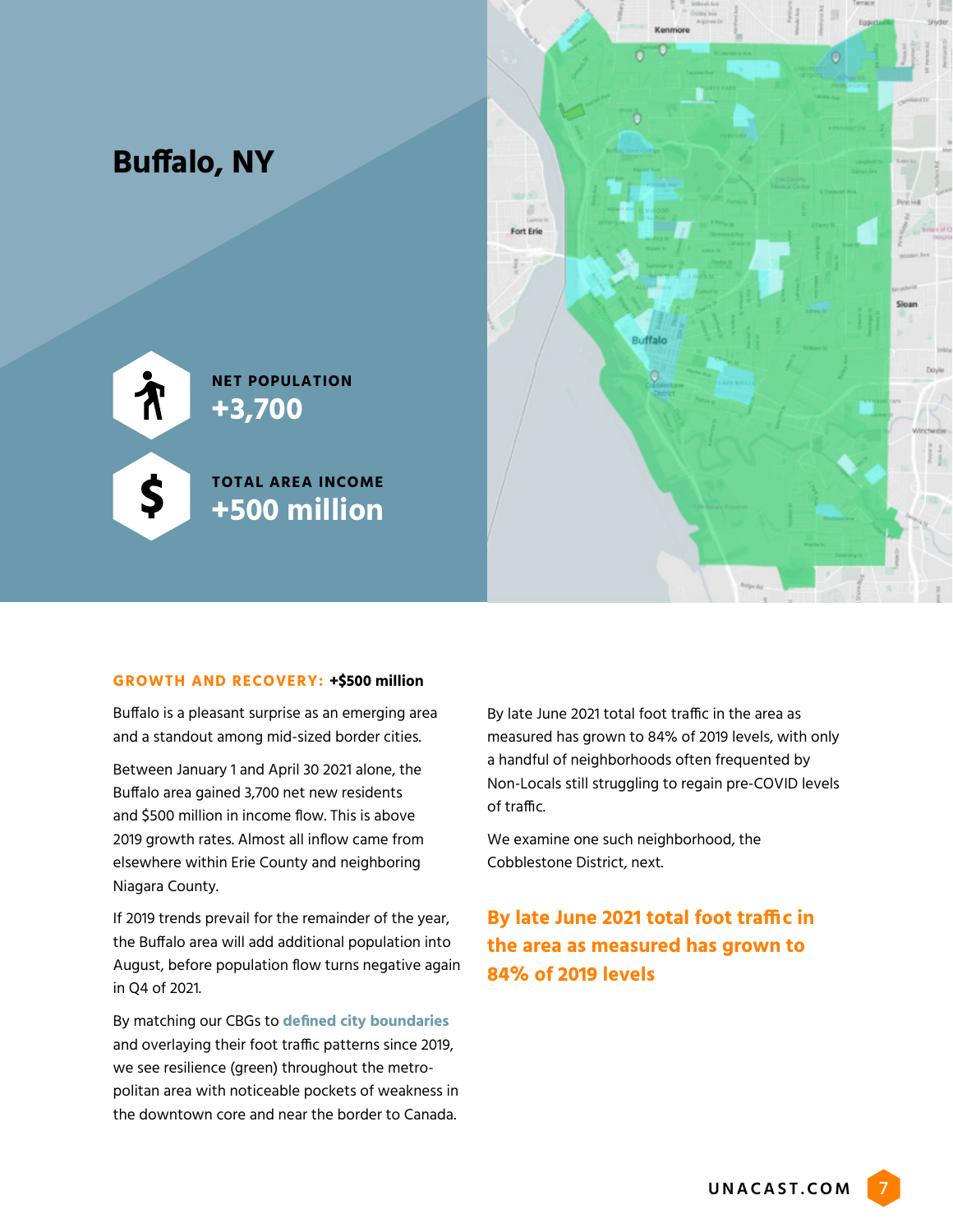# Buffalo, NY

**NET POPULATION**
**+3,700**

**TOTAL AREA INCOME**
**+500 million**

**GROWTH AND RECOVERY:** **+$500 million**

Buffalo is a pleasant surprise as an emerging area and a standout among mid-sized border cities.

Between January 1 and April 30 2021 alone, the Buffalo area gained 3,700 net new residents and $500 million in income flow. This is above 2019 growth rates. Almost all inflow came from elsewhere within Erie County and neighboring Niagara County.

If 2019 trends prevail for the remainder of the year, the Buffalo area will add additional population into August, before population flow turns negative again in Q4 of 2021.

By matching our CBGs to defined city boundaries and overlaying their foot traffic patterns since 2019, we see resilience (green) throughout the metropolitan area with noticeable pockets of weakness in the downtown core and near the border to Canada.

By late June 2021 total foot traffic in the area as measured has grown to 84% of 2019 levels, with only a handful of neighborhoods often frequented by Non-Locals still struggling to regain pre-COVID levels of traffic.

We examine one such neighborhood, the Cobblestone District, next.

**By late June 2021 total foot traffic in the area as measured has grown to 84% of 2019 levels**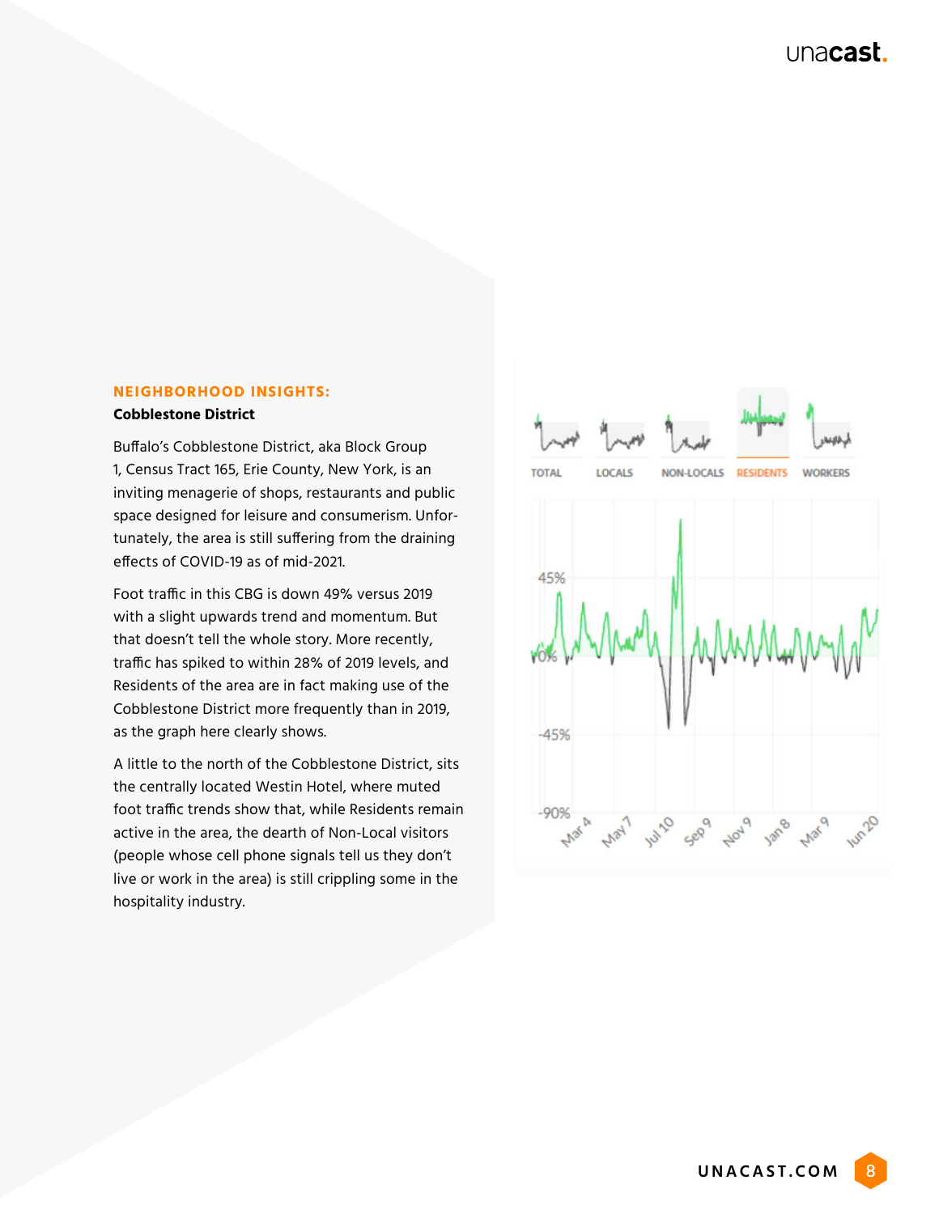## NEIGHBORHOOD INSIGHTS:

**Cobblestone District**

Buffalo's Cobblestone District, aka Block Group 1, Census Tract 165, Erie County, New York, is an inviting menagerie of shops, restaurants and public space designed for leisure and consumerism. Unfortunately, the area is still suffering from the draining effects of COVID-19 as of mid-2021.

Foot traffic in this CBG is down 49% versus 2019 with a slight upwards trend and momentum. But that doesn't tell the whole story. More recently, traffic has spiked to within 28% of 2019 levels, and Residents of the area are in fact making use of the Cobblestone District more frequently than in 2019, as the graph here clearly shows.

A little to the north of the Cobblestone District, sits the centrally located Westin Hotel, where muted foot traffic trends show that, while Residents remain active in the area, the dearth of Non-Local visitors (people whose cell phone signals tell us they don't live or work in the area) is still crippling some in the hospitality industry.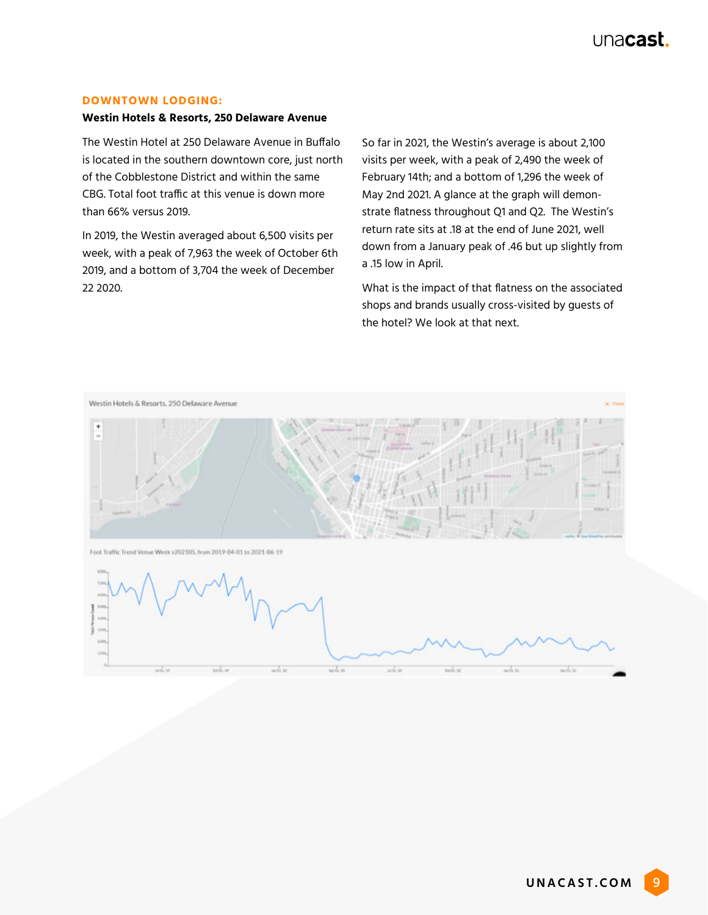## DOWNTOWN LODGING:

**Westin Hotels & Resorts, 250 Delaware Avenue**

The Westin Hotel at 250 Delaware Avenue in Buffalo is located in the southern downtown core, just north of the Cobblestone District and within the same CBG. Total foot traffic at this venue is down more than 66% versus 2019.

In 2019, the Westin averaged about 6,500 visits per week, with a peak of 7,963 the week of October 6th 2019, and a bottom of 3,704 the week of December 22 2020.

So far in 2021, the Westin's average is about 2,100 visits per week, with a peak of 2,490 the week of February 14th; and a bottom of 1,296 the week of May 2nd 2021. A glance at the graph will demonstrate flatness throughout Q1 and Q2. The Westin's return rate sits at .18 at the end of June 2021, well down from a January peak of .46 but up slightly from a .15 low in April.

What is the impact of that flatness on the associated shops and brands usually cross-visited by guests of the hotel? We look at that next.

Westin Hotels & Resorts, 250 Delaware Avenue

Foot Traffic Trend Venue Week v202105, from 2019-04-01 to 2021-06-19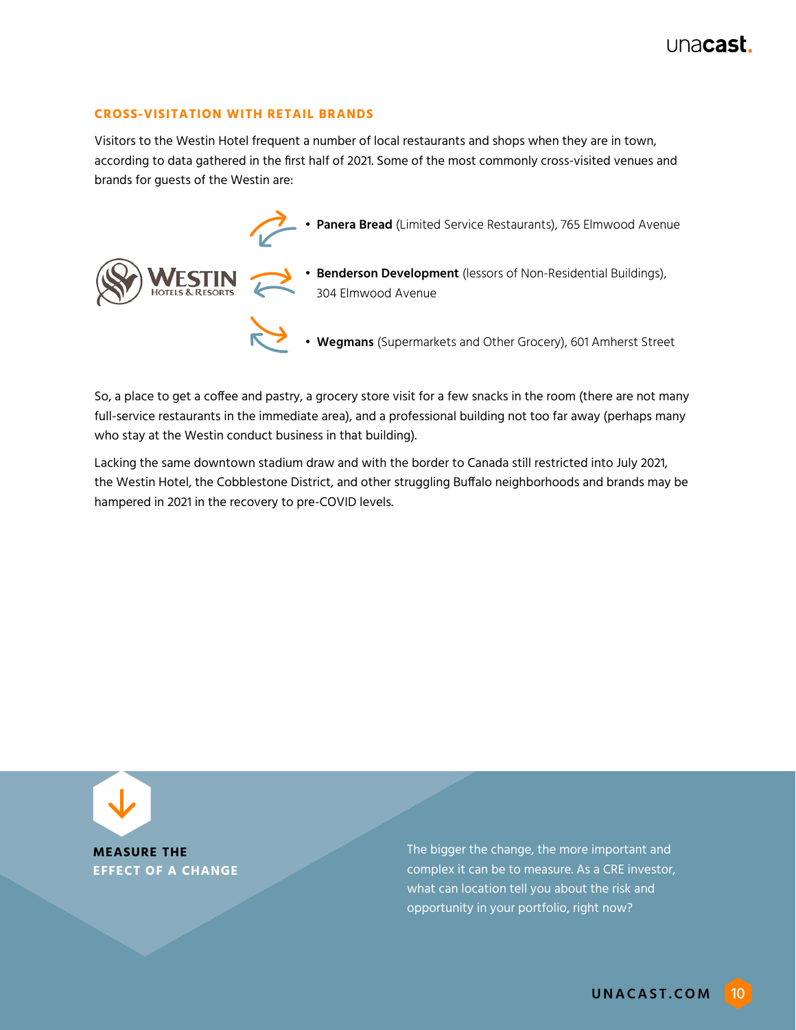### CROSS-VISITATION WITH RETAIL BRANDS

Visitors to the Westin Hotel frequent a number of local restaurants and shops when they are in town, according to data gathered in the first half of 2021. Some of the most commonly cross-visited venues and brands for guests of the Westin are:

- **Panera Bread** (Limited Service Restaurants), 765 Elmwood Avenue
- **Benderson Development** (lessors of Non-Residential Buildings), 304 Elmwood Avenue
- **Wegmans** (Supermarkets and Other Grocery), 601 Amherst Street

So, a place to get a coffee and pastry, a grocery store visit for a few snacks in the room (there are not many full-service restaurants in the immediate area), and a professional building not too far away (perhaps many who stay at the Westin conduct business in that building).

Lacking the same downtown stadium draw and with the border to Canada still restricted into July 2021, the Westin Hotel, the Cobblestone District, and other struggling Buffalo neighborhoods and brands may be hampered in 2021 in the recovery to pre-COVID levels.

**MEASURE THE EFFECT OF A CHANGE**

The bigger the change, the more important and complex it can be to measure. As a CRE investor, what can location tell you about the risk and opportunity in your portfolio, right now?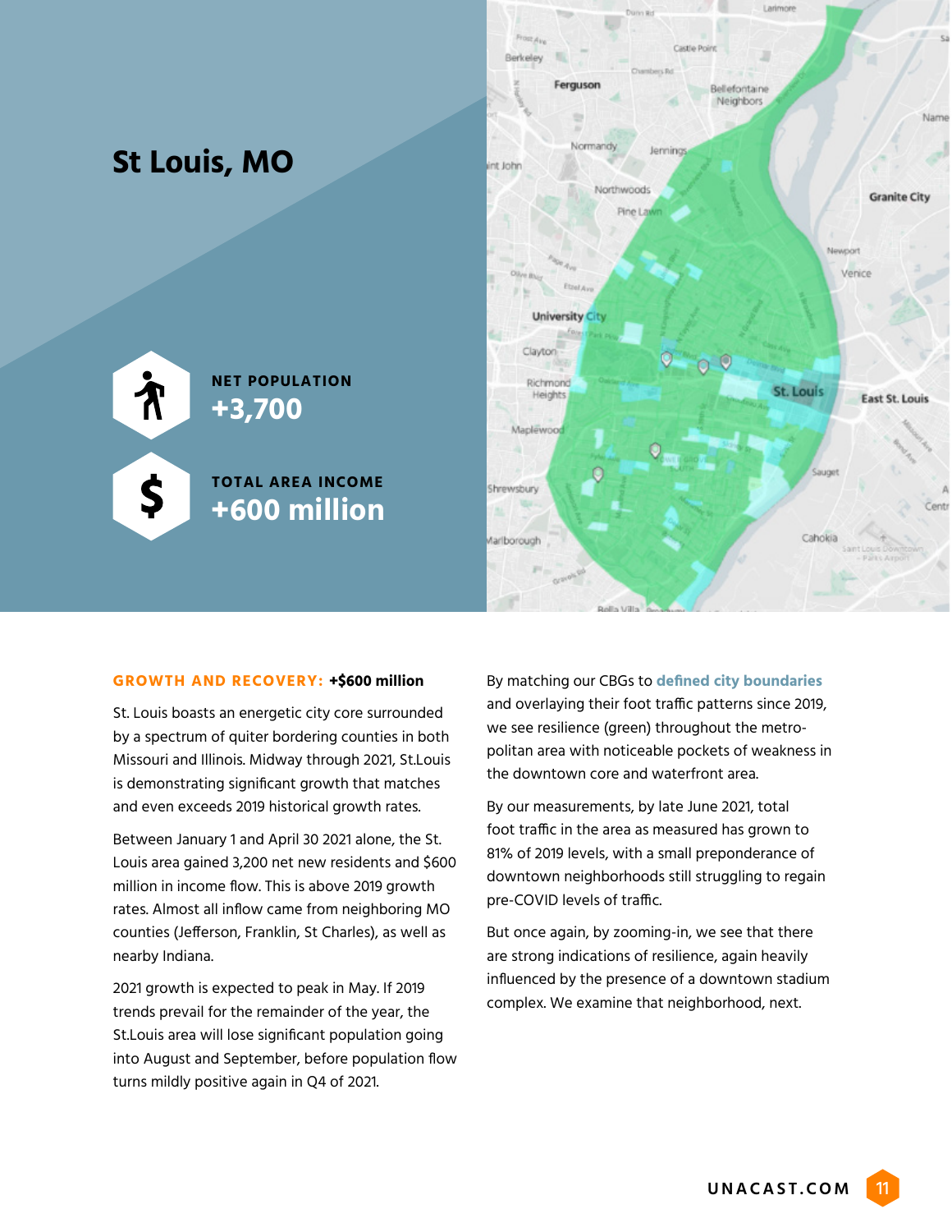# St Louis, MO

**NET POPULATION**
**+3,700**

**TOTAL AREA INCOME**
**+600 million**

**GROWTH AND RECOVERY: +$600 million**

St. Louis boasts an energetic city core surrounded by a spectrum of quiter bordering counties in both Missouri and Illinois. Midway through 2021, St.Louis is demonstrating significant growth that matches and even exceeds 2019 historical growth rates.

Between January 1 and April 30 2021 alone, the St. Louis area gained 3,200 net new residents and $600 million in income flow. This is above 2019 growth rates. Almost all inflow came from neighboring MO counties (Jefferson, Franklin, St Charles), as well as nearby Indiana.

2021 growth is expected to peak in May. If 2019 trends prevail for the remainder of the year, the St.Louis area will lose significant population going into August and September, before population flow turns mildly positive again in Q4 of 2021.

By matching our CBGs to **defined city boundaries** and overlaying their foot traffic patterns since 2019, we see resilience (green) throughout the metro-politan area with noticeable pockets of weakness in the downtown core and waterfront area.

By our measurements, by late June 2021, total foot traffic in the area as measured has grown to 81% of 2019 levels, with a small preponderance of downtown neighborhoods still struggling to regain pre-COVID levels of traffic.

But once again, by zooming-in, we see that there are strong indications of resilience, again heavily influenced by the presence of a downtown stadium complex. We examine that neighborhood, next.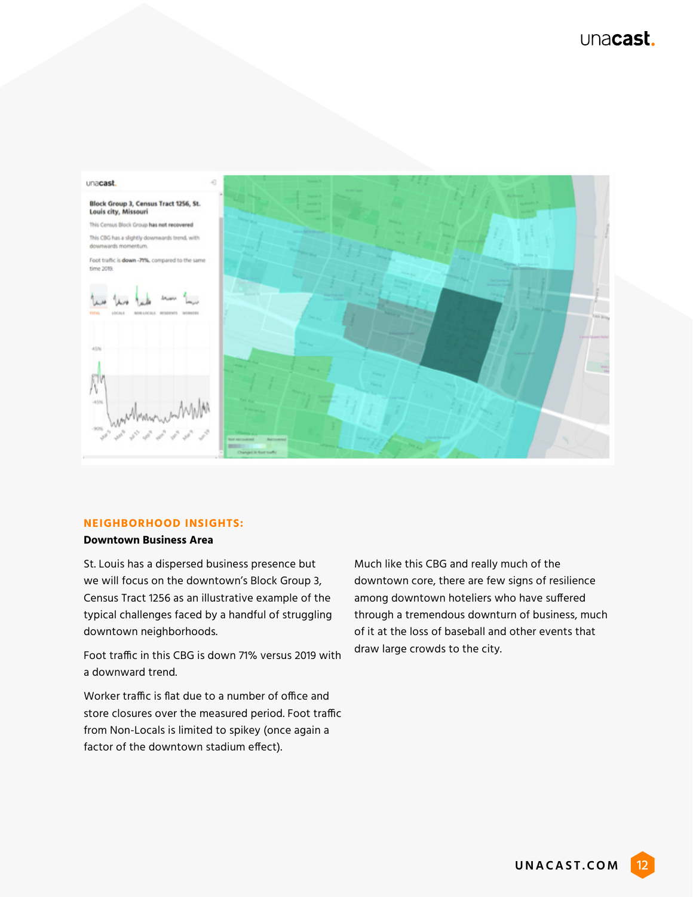## NEIGHBORHOOD INSIGHTS:

**Downtown Business Area**

St. Louis has a dispersed business presence but we will focus on the downtown's Block Group 3, Census Tract 1256 as an illustrative example of the typical challenges faced by a handful of struggling downtown neighborhoods.

Foot traffic in this CBG is down 71% versus 2019 with a downward trend.

Worker traffic is flat due to a number of office and store closures over the measured period. Foot traffic from Non-Locals is limited to spikey (once again a factor of the downtown stadium effect).

Much like this CBG and really much of the downtown core, there are few signs of resilience among downtown hoteliers who have suffered through a tremendous downturn of business, much of it at the loss of baseball and other events that draw large crowds to the city.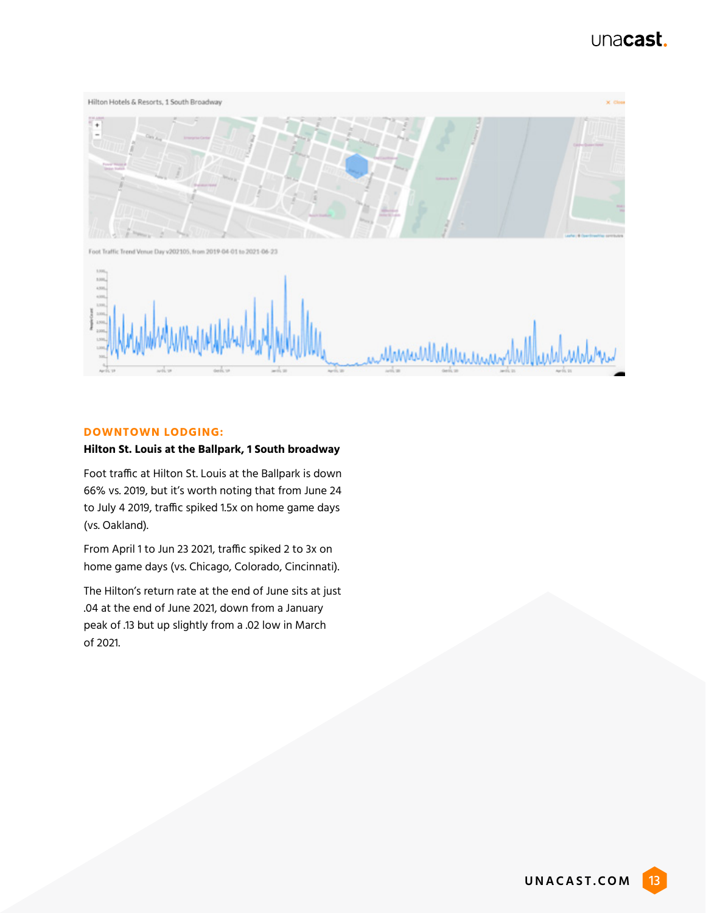## DOWNTOWN LODGING:

**Hilton St. Louis at the Ballpark, 1 South broadway**

Foot traffic at Hilton St. Louis at the Ballpark is down 66% vs. 2019, but it's worth noting that from June 24 to July 4 2019, traffic spiked 1.5x on home game days (vs. Oakland).

From April 1 to Jun 23 2021, traffic spiked 2 to 3x on home game days (vs. Chicago, Colorado, Cincinnati).

The Hilton's return rate at the end of June sits at just .04 at the end of June 2021, down from a January peak of .13 but up slightly from a .02 low in March of 2021.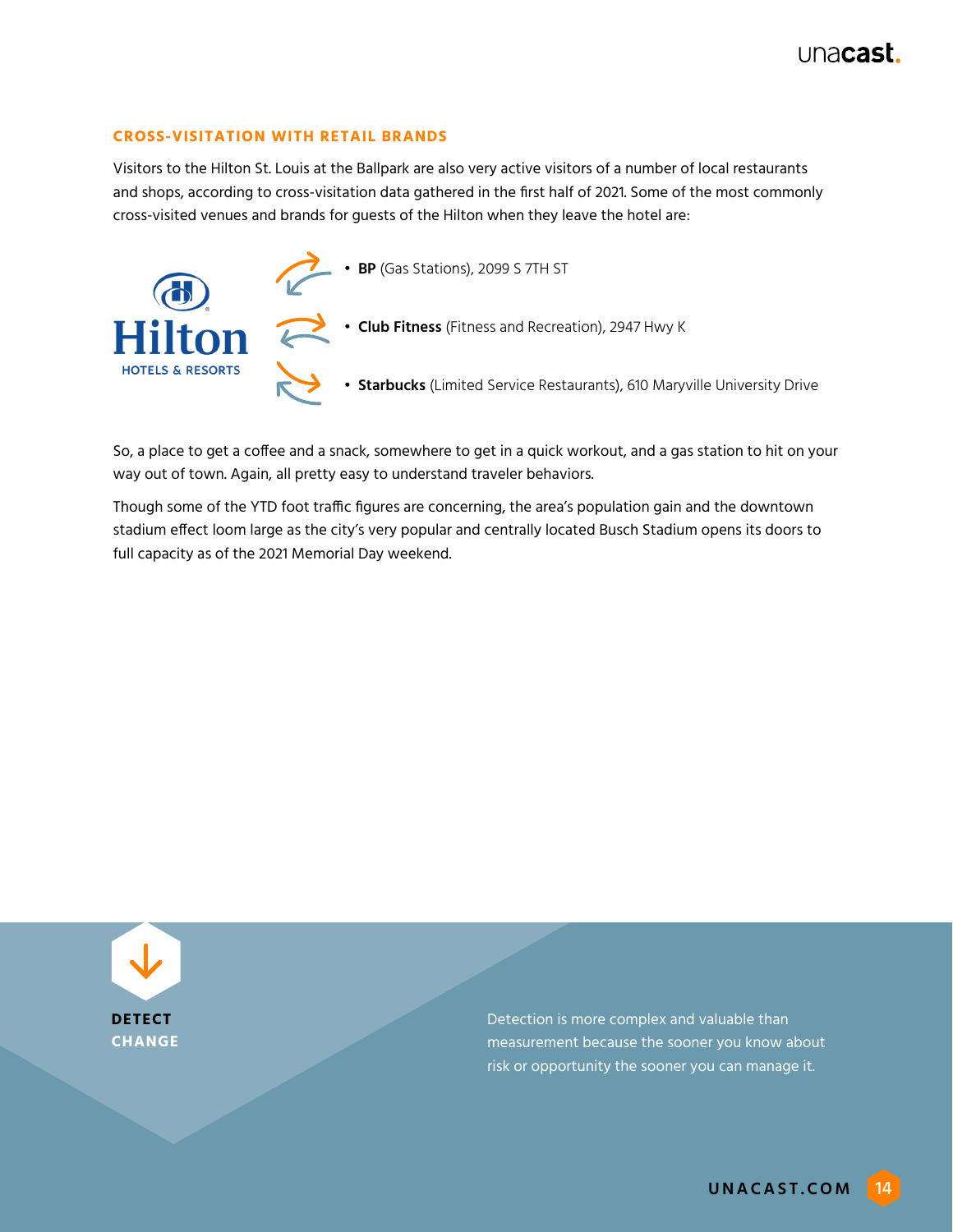## CROSS-VISITATION WITH RETAIL BRANDS

Visitors to the Hilton St. Louis at the Ballpark are also very active visitors of a number of local restaurants and shops, according to cross-visitation data gathered in the first half of 2021. Some of the most commonly cross-visited venues and brands for guests of the Hilton when they leave the hotel are:

- **BP** (Gas Stations), 2099 S 7TH ST
- **Club Fitness** (Fitness and Recreation), 2947 Hwy K
- **Starbucks** (Limited Service Restaurants), 610 Maryville University Drive

So, a place to get a coffee and a snack, somewhere to get in a quick workout, and a gas station to hit on your way out of town. Again, all pretty easy to understand traveler behaviors.

Though some of the YTD foot traffic figures are concerning, the area's population gain and the downtown stadium effect loom large as the city's very popular and centrally located Busch Stadium opens its doors to full capacity as of the 2021 Memorial Day weekend.

**DETECT CHANGE**

Detection is more complex and valuable than measurement because the sooner you know about risk or opportunity the sooner you can manage it.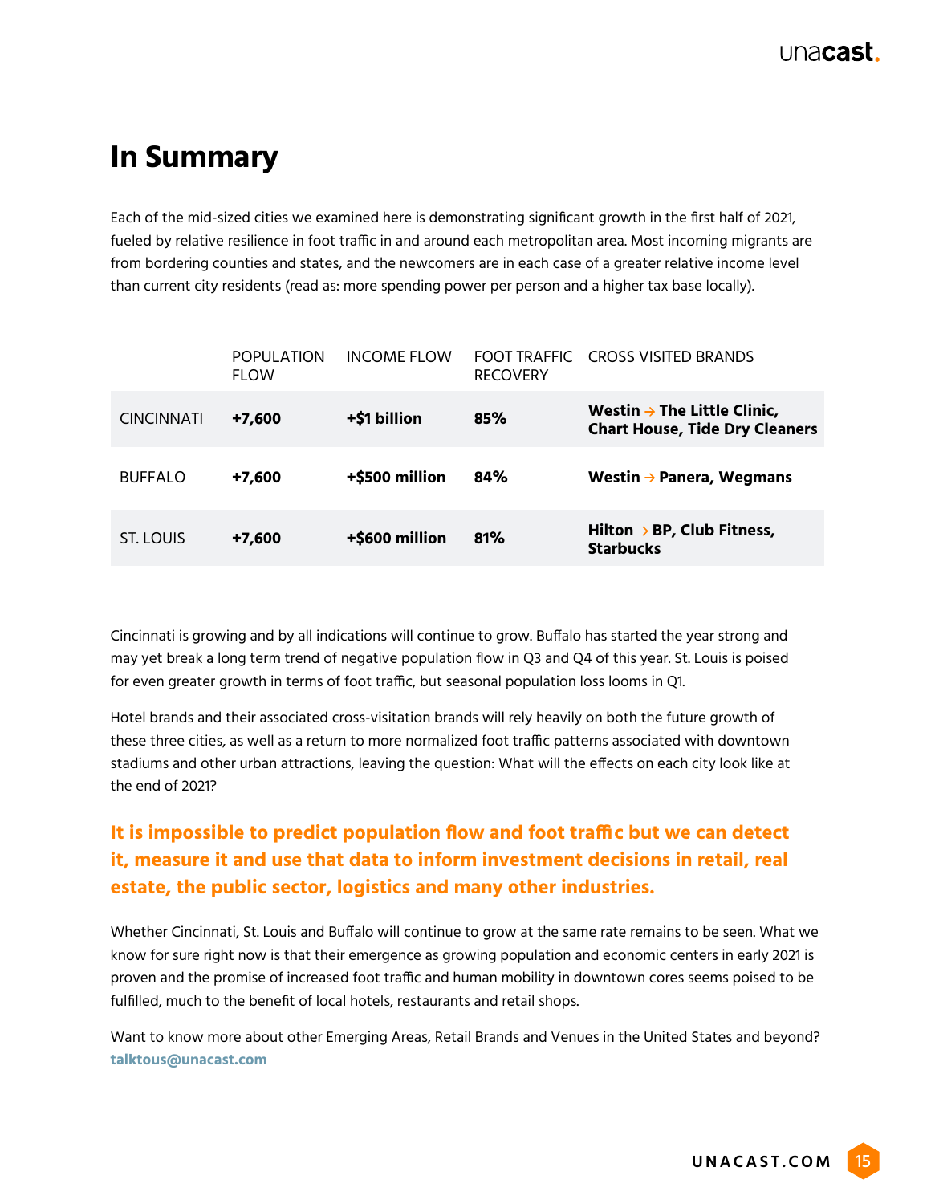# In Summary

Each of the mid-sized cities we examined here is demonstrating significant growth in the first half of 2021, fueled by relative resilience in foot traffic in and around each metropolitan area. Most incoming migrants are from bordering counties and states, and the newcomers are in each case of a greater relative income level than current city residents (read as: more spending power per person and a higher tax base locally).

| | POPULATION FLOW | INCOME FLOW | FOOT TRAFFIC RECOVERY | CROSS VISITED BRANDS |
|---|---|---|---|---|
| CINCINNATI | **+7,600** | **+$1 billion** | **85%** | **Westin → The Little Clinic, Chart House, Tide Dry Cleaners** |
| BUFFALO | **+7,600** | **+$500 million** | **84%** | **Westin → Panera, Wegmans** |
| ST. LOUIS | **+7,600** | **+$600 million** | **81%** | **Hilton → BP, Club Fitness, Starbucks** |

Cincinnati is growing and by all indications will continue to grow. Buffalo has started the year strong and may yet break a long term trend of negative population flow in Q3 and Q4 of this year. St. Louis is poised for even greater growth in terms of foot traffic, but seasonal population loss looms in Q1.

Hotel brands and their associated cross-visitation brands will rely heavily on both the future growth of these three cities, as well as a return to more normalized foot traffic patterns associated with downtown stadiums and other urban attractions, leaving the question: What will the effects on each city look like at the end of 2021?

**It is impossible to predict population flow and foot traffic but we can detect it, measure it and use that data to inform investment decisions in retail, real estate, the public sector, logistics and many other industries.**

Whether Cincinnati, St. Louis and Buffalo will continue to grow at the same rate remains to be seen. What we know for sure right now is that their emergence as growing population and economic centers in early 2021 is proven and the promise of increased foot traffic and human mobility in downtown cores seems poised to be fulfilled, much to the benefit of local hotels, restaurants and retail shops.

Want to know more about other Emerging Areas, Retail Brands and Venues in the United States and beyond?
**talktous@unacast.com**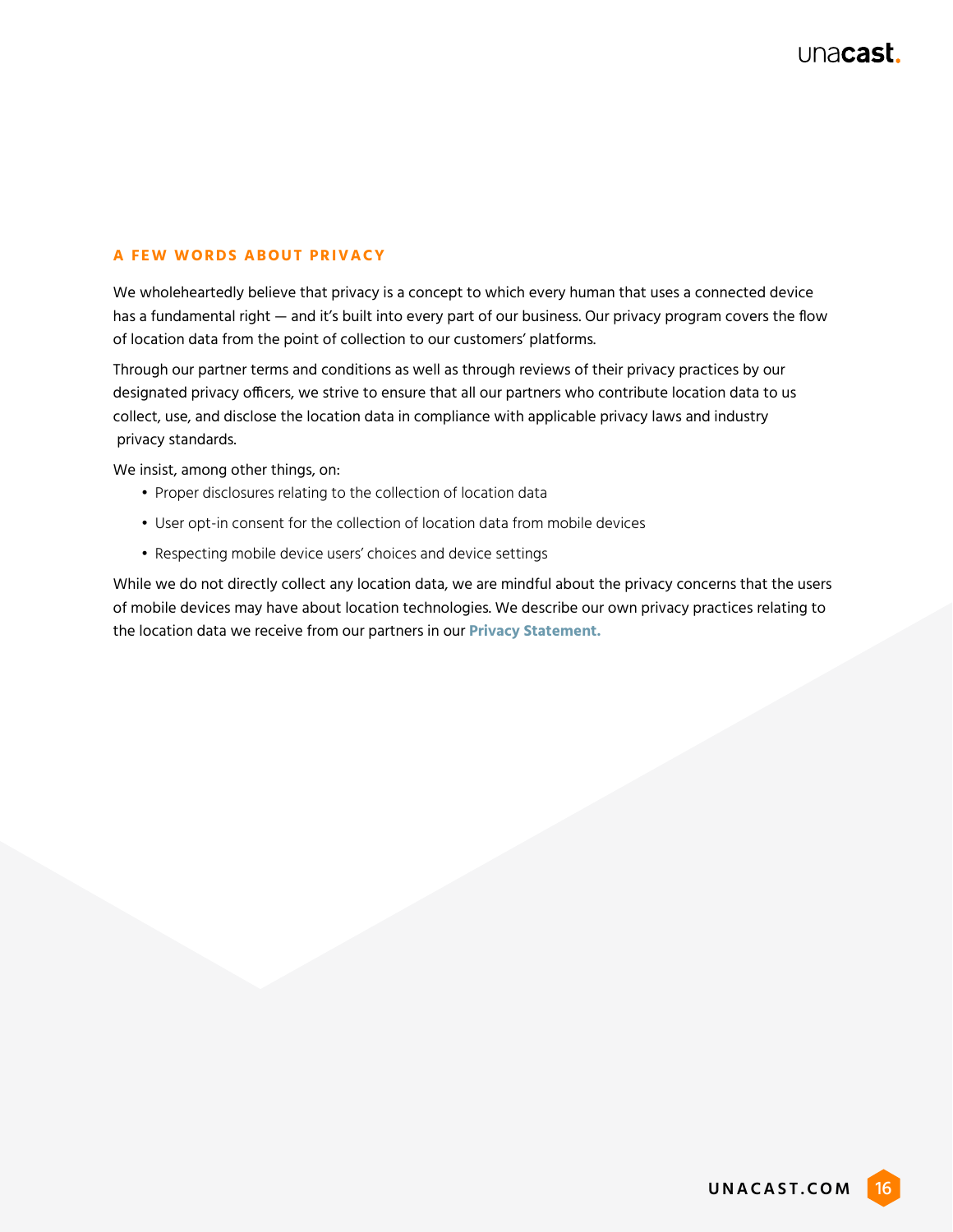## A FEW WORDS ABOUT PRIVACY

We wholeheartedly believe that privacy is a concept to which every human that uses a connected device has a fundamental right — and it's built into every part of our business. Our privacy program covers the flow of location data from the point of collection to our customers' platforms.

Through our partner terms and conditions as well as through reviews of their privacy practices by our designated privacy officers, we strive to ensure that all our partners who contribute location data to us collect, use, and disclose the location data in compliance with applicable privacy laws and industry privacy standards.

We insist, among other things, on:

- Proper disclosures relating to the collection of location data
- User opt-in consent for the collection of location data from mobile devices
- Respecting mobile device users' choices and device settings

While we do not directly collect any location data, we are mindful about the privacy concerns that the users of mobile devices may have about location technologies. We describe our own privacy practices relating to the location data we receive from our partners in our **Privacy Statement.**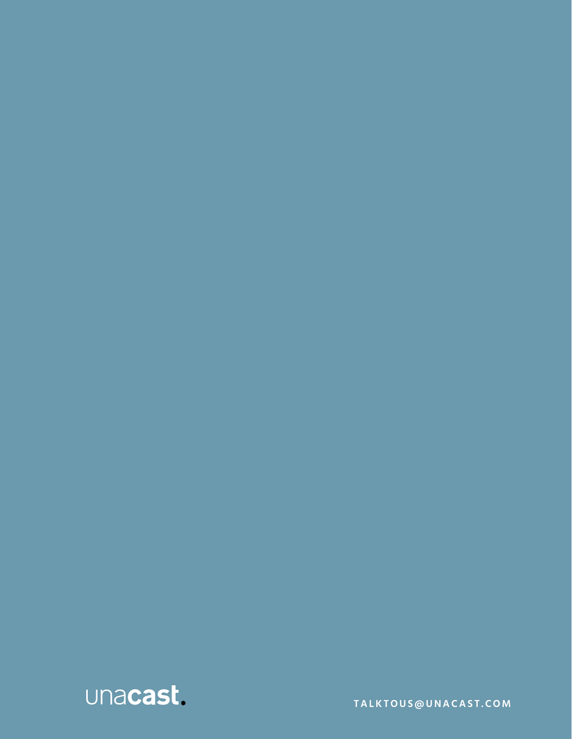unacast.

TALKTOUS@UNACAST.COM